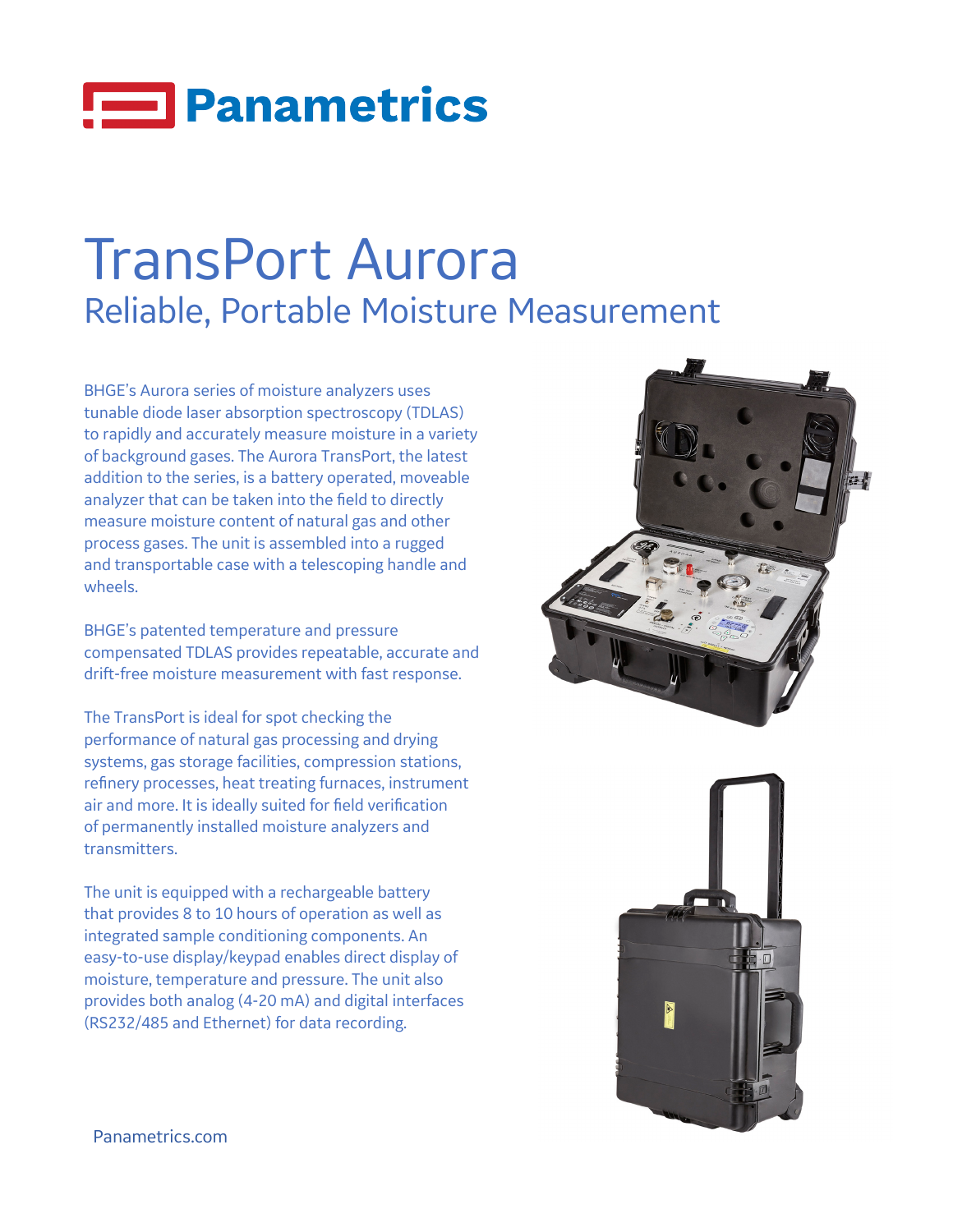Panametrics

# TransPort Aurora

## Reliable, Portable Moisture Measurement

BHGE's Aurora series of moisture analyzers uses tunable diode laser absorption spectroscopy (TDLAS) to rapidly and accurately measure moisture in a variety of background gases. The Aurora TransPort, the latest addition to the series, is a battery operated, moveable analyzer that can be taken into the field to directly measure moisture content of natural gas and other process gases. The unit is assembled into a rugged and transportable case with a telescoping handle and wheels.

BHGE's patented temperature and pressure compensated TDLAS provides repeatable, accurate and drift-free moisture measurement with fast response.

The TransPort is ideal for spot checking the performance of natural gas processing and drying systems, gas storage facilities, compression stations, refinery processes, heat treating furnaces, instrument air and more. It is ideally suited for field verification of permanently installed moisture analyzers and transmitters.

The unit is equipped with a rechargeable battery that provides 8 to 10 hours of operation as well as integrated sample conditioning components. An easy-to-use display/keypad enables direct display of moisture, temperature and pressure. The unit also provides both analog (4-20 mA) and digital interfaces (RS232/485 and Ethernet) for data recording.

Panametrics.com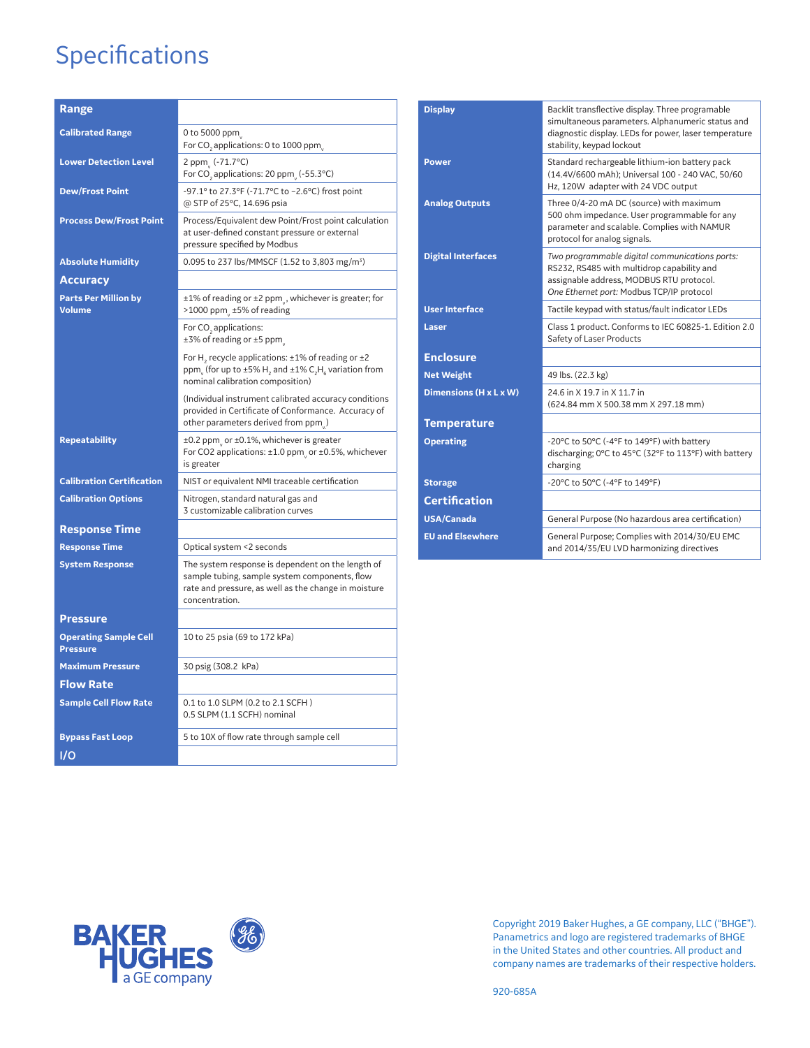# Specifications

| | |
|---|---|
| **Range** | |
| **Calibrated Range** | 0 to 5000 $ppm_v$<br>For $CO_2$ applications: 0 to 1000 $ppm_v$ |
| **Lower Detection Level** | 2 $ppm_v$ (-71.7°C)<br>For $CO_2$ applications: 20 $ppm_v$ (-55.3°C) |
| **Dew/Frost Point** | -97.1° to 27.3°F (-71.7°C to −2.6°C) frost point @ STP of 25°C, 14.696 psia |
| **Process Dew/Frost Point** | Process/Equivalent dew Point/Frost point calculation at user-defined constant pressure or external pressure specified by Modbus |
| **Absolute Humidity** | 0.095 to 237 lbs/MMSCF (1.52 to 3,803 mg/m³) |
| **Accuracy** | |
| **Parts Per Million by Volume** | ±1% of reading or ±2 $ppm_v$, whichever is greater; for >1000 $ppm_v$ ±5% of reading |
| | For $CO_2$ applications:<br>±3% of reading or ±5 $ppm_v$ |
| | For $H_2$ recycle applications: ±1% of reading or ±2 $ppm_v$ (for up to ±5% $H_2$ and ±1% $C_2H_6$ variation from nominal calibration composition) |
| | (Individual instrument calibrated accuracy conditions provided in Certificate of Conformance. Accuracy of other parameters derived from $ppm_v$) |
| **Repeatability** | ±0.2 $ppm_v$ or ±0.1%, whichever is greater<br>For CO2 applications: ±1.0 $ppm_v$ or ±0.5%, whichever is greater |
| **Calibration Certification** | NIST or equivalent NMI traceable certification |
| **Calibration Options** | Nitrogen, standard natural gas and 3 customizable calibration curves |
| **Response Time** | |
| **Response Time** | Optical system <2 seconds |
| **System Response** | The system response is dependent on the length of sample tubing, sample system components, flow rate and pressure, as well as the change in moisture concentration. |
| **Pressure** | |
| **Operating Sample Cell Pressure** | 10 to 25 psia (69 to 172 kPa) |
| **Maximum Pressure** | 30 psig (308.2 kPa) |
| **Flow Rate** | |
| **Sample Cell Flow Rate** | 0.1 to 1.0 SLPM (0.2 to 2.1 SCFH )<br>0.5 SLPM (1.1 SCFH) nominal |
| **Bypass Fast Loop** | 5 to 10X of flow rate through sample cell |
| **I/O** | |
| **Display** | Backlit transflective display. Three programable simultaneous parameters. Alphanumeric status and diagnostic display. LEDs for power, laser temperature stability, keypad lockout |
| **Power** | Standard rechargeable lithium-ion battery pack (14.4V/6600 mAh); Universal 100 - 240 VAC, 50/60 Hz, 120W adapter with 24 VDC output |
| **Analog Outputs** | Three 0/4-20 mA DC (source) with maximum 500 ohm impedance. User programmable for any parameter and scalable. Complies with NAMUR protocol for analog signals. |
| **Digital Interfaces** | *Two programmable digital communications ports:* RS232, RS485 with multidrop capability and assignable address, MODBUS RTU protocol.<br>*One Ethernet port:* Modbus TCP/IP protocol |
| **User Interface** | Tactile keypad with status/fault indicator LEDs |
| **Laser** | Class 1 product. Conforms to IEC 60825-1. Edition 2.0 Safety of Laser Products |
| **Enclosure** | |
| **Net Weight** | 49 lbs. (22.3 kg) |
| **Dimensions (H x L x W)** | 24.6 in X 19.7 in X 11.7 in<br>(624.84 mm X 500.38 mm X 297.18 mm) |
| **Temperature** | |
| **Operating** | -20°C to 50°C (-4°F to 149°F) with battery discharging; 0°C to 45°C (32°F to 113°F) with battery charging |
| **Storage** | -20°C to 50°C (-4°F to 149°F) |
| **Certification** | |
| **USA/Canada** | General Purpose (No hazardous area certification) |
| **EU and Elsewhere** | General Purpose; Complies with 2014/30/EU EMC and 2014/35/EU LVD harmonizing directives |

BAKER HUGHES a GE company

Copyright 2019 Baker Hughes, a GE company, LLC ("BHGE"). Panametrics and logo are registered trademarks of BHGE in the United States and other countries. All product and company names are trademarks of their respective holders.

920-685A